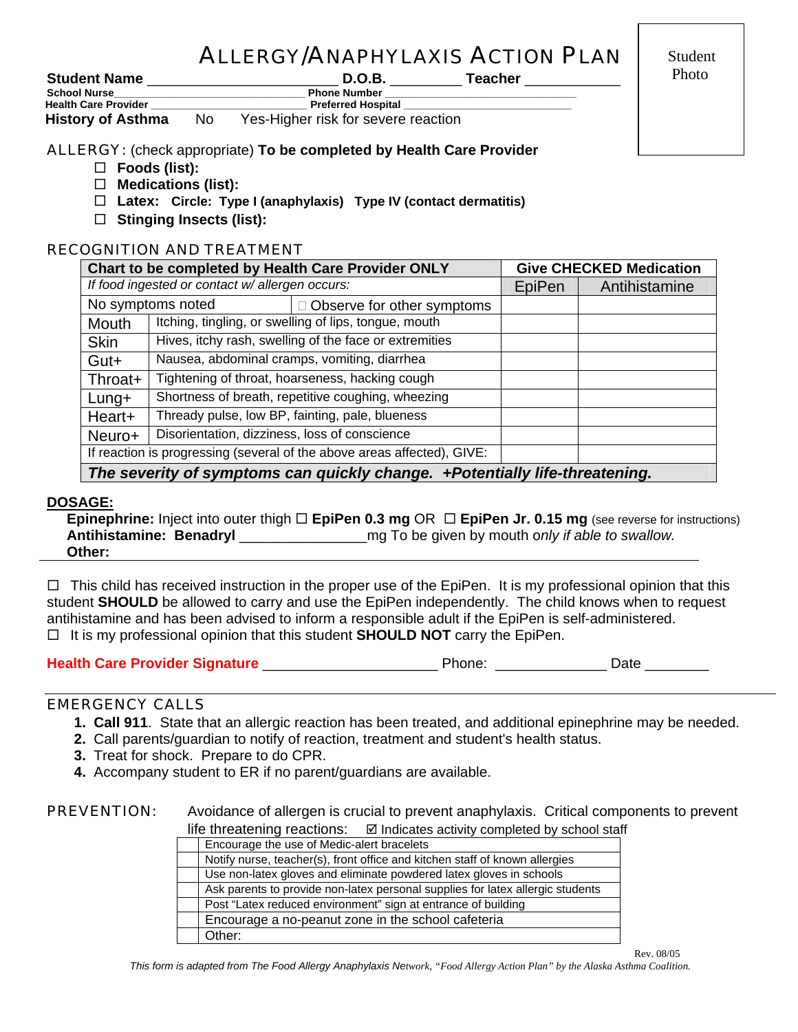# ALLERGY/ANAPHYLAXIS ACTION PLAN

Student Photo

**Student Name** \_\_\_\_\_\_\_\_\_\_\_\_\_\_\_\_\_\_\_\_\_\_\_\_ **D.O.B.** \_\_\_\_\_\_\_\_\_ **Teacher** \_\_\_\_\_\_\_\_\_\_\_\_

**School Nurse**\_\_\_\_\_\_\_\_\_\_\_\_\_\_\_\_\_\_\_\_\_\_\_\_\_\_\_\_\_\_\_ **Phone Number** \_\_\_\_\_\_\_\_\_\_\_\_\_\_\_\_\_\_\_\_\_\_\_\_\_\_\_\_\_\_

**Health Care Provider** \_\_\_\_\_\_\_\_\_\_\_\_\_\_\_\_\_\_\_\_\_\_\_\_\_\_ **Preferred Hospital** \_\_\_\_\_\_\_\_\_\_\_\_\_\_\_\_\_\_\_\_\_\_\_\_\_\_\_\_\_

**History of Asthma** No Yes-Higher risk for severe reaction

## ALLERGY: (check appropriate) **To be completed by Health Care Provider**

- ☐ **Foods (list):**
- ☐ **Medications (list):**
- ☐ **Latex: Circle: Type I (anaphylaxis) Type IV (contact dermatitis)**
- ☐ **Stinging Insects (list):**

## RECOGNITION AND TREATMENT

| **Chart to be completed by Health Care Provider ONLY** | | **Give CHECKED Medication** | |
|---|---|---|---|
| *If food ingested or contact w/ allergen occurs:* | | EpiPen | Antihistamine |
| No symptoms noted | ☐ Observe for other symptoms | | |
| Mouth | Itching, tingling, or swelling of lips, tongue, mouth | | |
| Skin | Hives, itchy rash, swelling of the face or extremities | | |
| Gut+ | Nausea, abdominal cramps, vomiting, diarrhea | | |
| Throat+ | Tightening of throat, hoarseness, hacking cough | | |
| Lung+ | Shortness of breath, repetitive coughing, wheezing | | |
| Heart+ | Thready pulse, low BP, fainting, pale, blueness | | |
| Neuro+ | Disorientation, dizziness, loss of conscience | | |
| If reaction is progressing (several of the above areas affected), GIVE: | | | |
| ***The severity of symptoms can quickly change. +Potentially life-threatening.*** | | | |

**DOSAGE:**

**Epinephrine:** Inject into outer thigh ☐ **EpiPen 0.3 mg** OR ☐ **EpiPen Jr. 0.15 mg** (see reverse for instructions)
**Antihistamine: Benadryl** \_\_\_\_\_\_\_\_\_\_\_\_\_\_\_\_mg To be given by mouth o*nly if able to swallow.*
**Other:**

☐ This child has received instruction in the proper use of the EpiPen. It is my professional opinion that this student **SHOULD** be allowed to carry and use the EpiPen independently. The child knows when to request antihistamine and has been advised to inform a responsible adult if the EpiPen is self-administered.
☐ It is my professional opinion that this student **SHOULD NOT** carry the EpiPen.

**Health Care Provider Signature** \_\_\_\_\_\_\_\_\_\_\_\_\_\_\_\_\_\_\_\_\_\_ Phone: \_\_\_\_\_\_\_\_\_\_\_\_\_\_ Date \_\_\_\_\_\_\_\_

## EMERGENCY CALLS

1. **Call 911**. State that an allergic reaction has been treated, and additional epinephrine may be needed.
2. Call parents/guardian to notify of reaction, treatment and student's health status.
3. Treat for shock. Prepare to do CPR.
4. Accompany student to ER if no parent/guardians are available.

## PREVENTION:

Avoidance of allergen is crucial to prevent anaphylaxis. Critical components to prevent life threatening reactions: ☑ Indicates activity completed by school staff

| | |
|---|---|
| | Encourage the use of Medic-alert bracelets |
| | Notify nurse, teacher(s), front office and kitchen staff of known allergies |
| | Use non-latex gloves and eliminate powdered latex gloves in schools |
| | Ask parents to provide non-latex personal supplies for latex allergic students |
| | Post "Latex reduced environment" sign at entrance of building |
| | Encourage a no-peanut zone in the school cafeteria |
| | Other: |

Rev. 08/05

*This form is adapted from The Food Allergy Anaphylaxis Network, "Food Allergy Action Plan" by the Alaska Asthma Coalition.*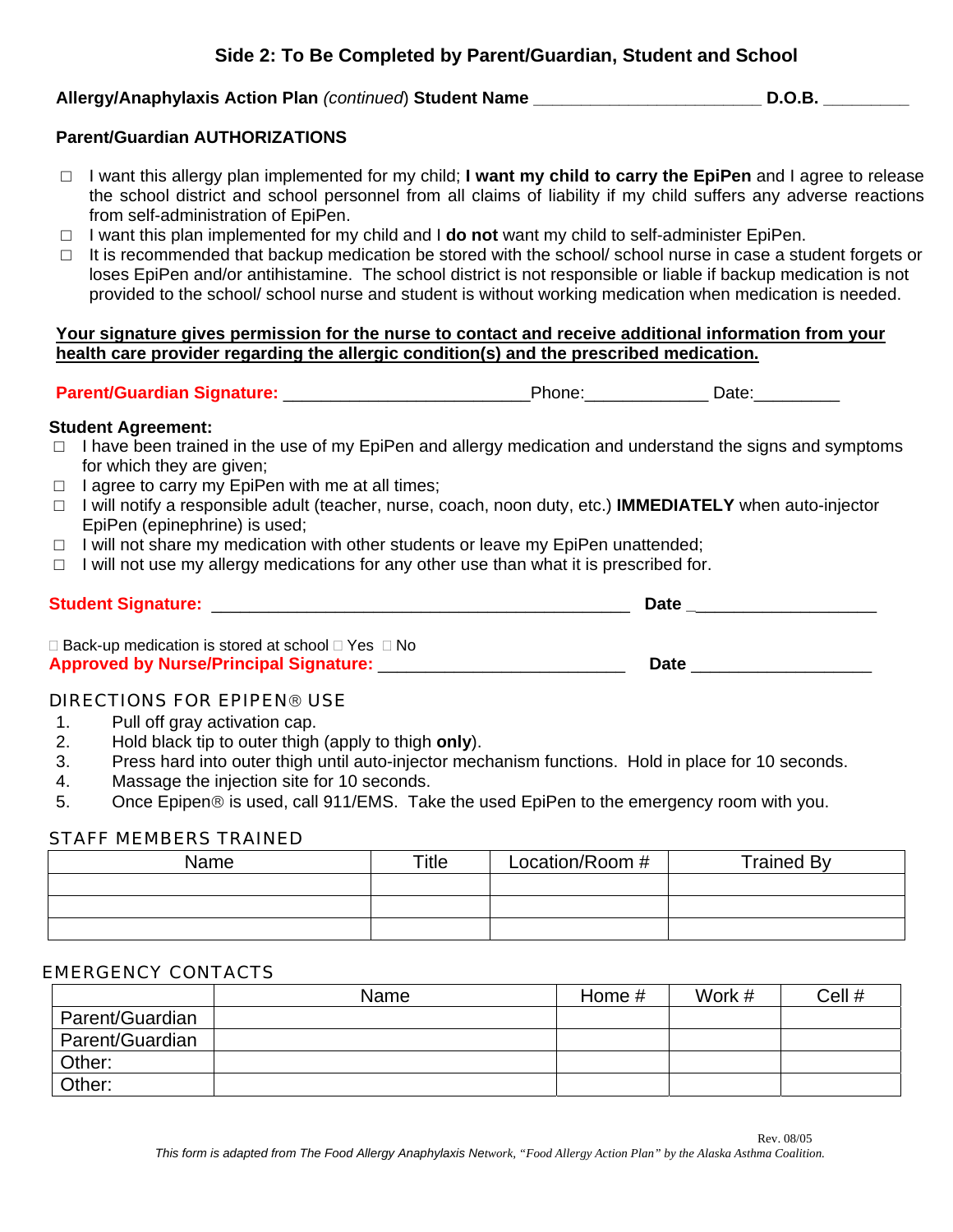## Side 2: To Be Completed by Parent/Guardian, Student and School

**Allergy/Anaphylaxis Action Plan** *(continued)* **Student Name** _______________________ **D.O.B.** _________

### Parent/Guardian AUTHORIZATIONS

- ☐ I want this allergy plan implemented for my child; **I want my child to carry the EpiPen** and I agree to release the school district and school personnel from all claims of liability if my child suffers any adverse reactions from self-administration of EpiPen.
- ☐ I want this plan implemented for my child and I **do not** want my child to self-administer EpiPen.
- ☐ It is recommended that backup medication be stored with the school/ school nurse in case a student forgets or loses EpiPen and/or antihistamine. The school district is not responsible or liable if backup medication is not provided to the school/ school nurse and student is without working medication when medication is needed.

**Your signature gives permission for the nurse to contact and receive additional information from your health care provider regarding the allergic condition(s) and the prescribed medication.**

**Parent/Guardian Signature:** _________________________Phone:_____________ Date:_________

**Student Agreement:**

- ☐ I have been trained in the use of my EpiPen and allergy medication and understand the signs and symptoms for which they are given;
- ☐ I agree to carry my EpiPen with me at all times;
- ☐ I will notify a responsible adult (teacher, nurse, coach, noon duty, etc.) **IMMEDIATELY** when auto-injector EpiPen (epinephrine) is used;
- ☐ I will not share my medication with other students or leave my EpiPen unattended;
- ☐ I will not use my allergy medications for any other use than what it is prescribed for.

**Student Signature:** ____________________________________________ **Date** ___________________

☐ Back-up medication is stored at school ☐ Yes ☐ No

**Approved by Nurse/Principal Signature:** _________________________ **Date** __________________

### DIRECTIONS FOR EPIPEN® USE

1. Pull off gray activation cap.
2. Hold black tip to outer thigh (apply to thigh **only**).
3. Press hard into outer thigh until auto-injector mechanism functions. Hold in place for 10 seconds.
4. Massage the injection site for 10 seconds.
5. Once Epipen® is used, call 911/EMS. Take the used EpiPen to the emergency room with you.

### STAFF MEMBERS TRAINED

| Name | Title | Location/Room # | Trained By |
|---|---|---|---|
| | | | |
| | | | |
| | | | |

### EMERGENCY CONTACTS

| | Name | Home # | Work # | Cell # |
|---|---|---|---|---|
| Parent/Guardian | | | | |
| Parent/Guardian | | | | |
| Other: | | | | |
| Other: | | | | |

Rev. 08/05

*This form is adapted from The Food Allergy Anaphylaxis Network, "Food Allergy Action Plan" by the Alaska Asthma Coalition.*